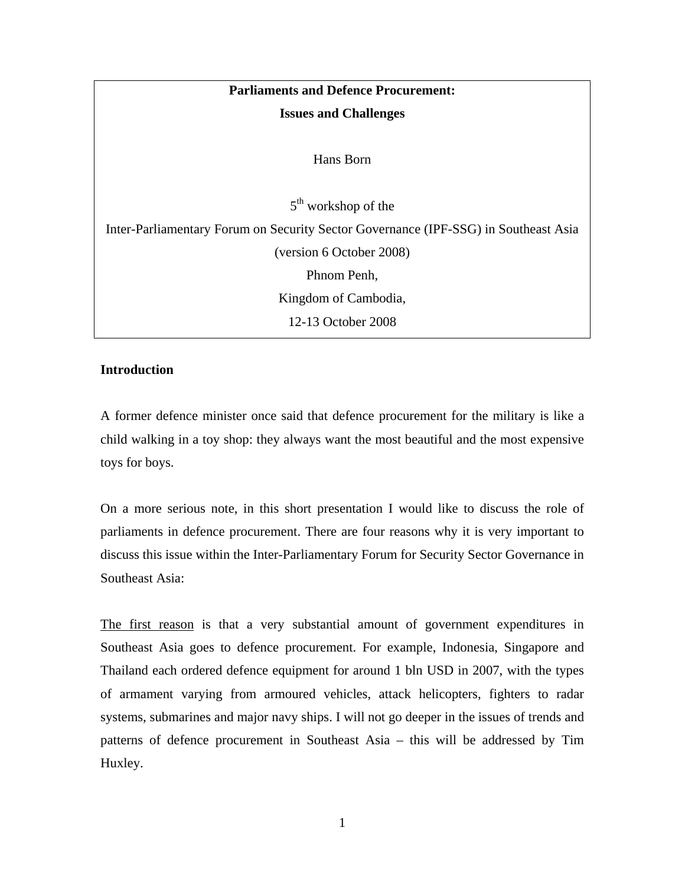**Parliaments and Defence Procurement:**

**Issues and Challenges**

Hans Born

5th workshop of the

Inter-Parliamentary Forum on Security Sector Governance (IPF-SSG) in Southeast Asia

(version 6 October 2008)

Phnom Penh,

Kingdom of Cambodia,

12-13 October 2008

## Introduction

A former defence minister once said that defence procurement for the military is like a child walking in a toy shop: they always want the most beautiful and the most expensive toys for boys.

On a more serious note, in this short presentation I would like to discuss the role of parliaments in defence procurement. There are four reasons why it is very important to discuss this issue within the Inter-Parliamentary Forum for Security Sector Governance in Southeast Asia:

The first reason is that a very substantial amount of government expenditures in Southeast Asia goes to defence procurement. For example, Indonesia, Singapore and Thailand each ordered defence equipment for around 1 bln USD in 2007, with the types of armament varying from armoured vehicles, attack helicopters, fighters to radar systems, submarines and major navy ships. I will not go deeper in the issues of trends and patterns of defence procurement in Southeast Asia – this will be addressed by Tim Huxley.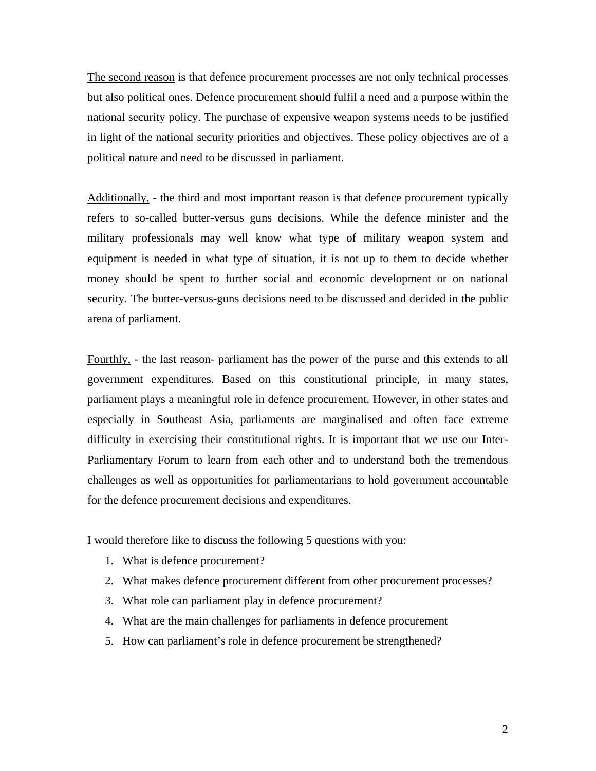<u>The second reason</u> is that defence procurement processes are not only technical processes but also political ones. Defence procurement should fulfil a need and a purpose within the national security policy. The purchase of expensive weapon systems needs to be justified in light of the national security priorities and objectives. These policy objectives are of a political nature and need to be discussed in parliament.

<u>Additionally,</u> - the third and most important reason is that defence procurement typically refers to so-called butter-versus guns decisions. While the defence minister and the military professionals may well know what type of military weapon system and equipment is needed in what type of situation, it is not up to them to decide whether money should be spent to further social and economic development or on national security. The butter-versus-guns decisions need to be discussed and decided in the public arena of parliament.

<u>Fourthly,</u> - the last reason- parliament has the power of the purse and this extends to all government expenditures. Based on this constitutional principle, in many states, parliament plays a meaningful role in defence procurement. However, in other states and especially in Southeast Asia, parliaments are marginalised and often face extreme difficulty in exercising their constitutional rights. It is important that we use our Inter-Parliamentary Forum to learn from each other and to understand both the tremendous challenges as well as opportunities for parliamentarians to hold government accountable for the defence procurement decisions and expenditures.

I would therefore like to discuss the following 5 questions with you:

1. What is defence procurement?
2. What makes defence procurement different from other procurement processes?
3. What role can parliament play in defence procurement?
4. What are the main challenges for parliaments in defence procurement
5. How can parliament's role in defence procurement be strengthened?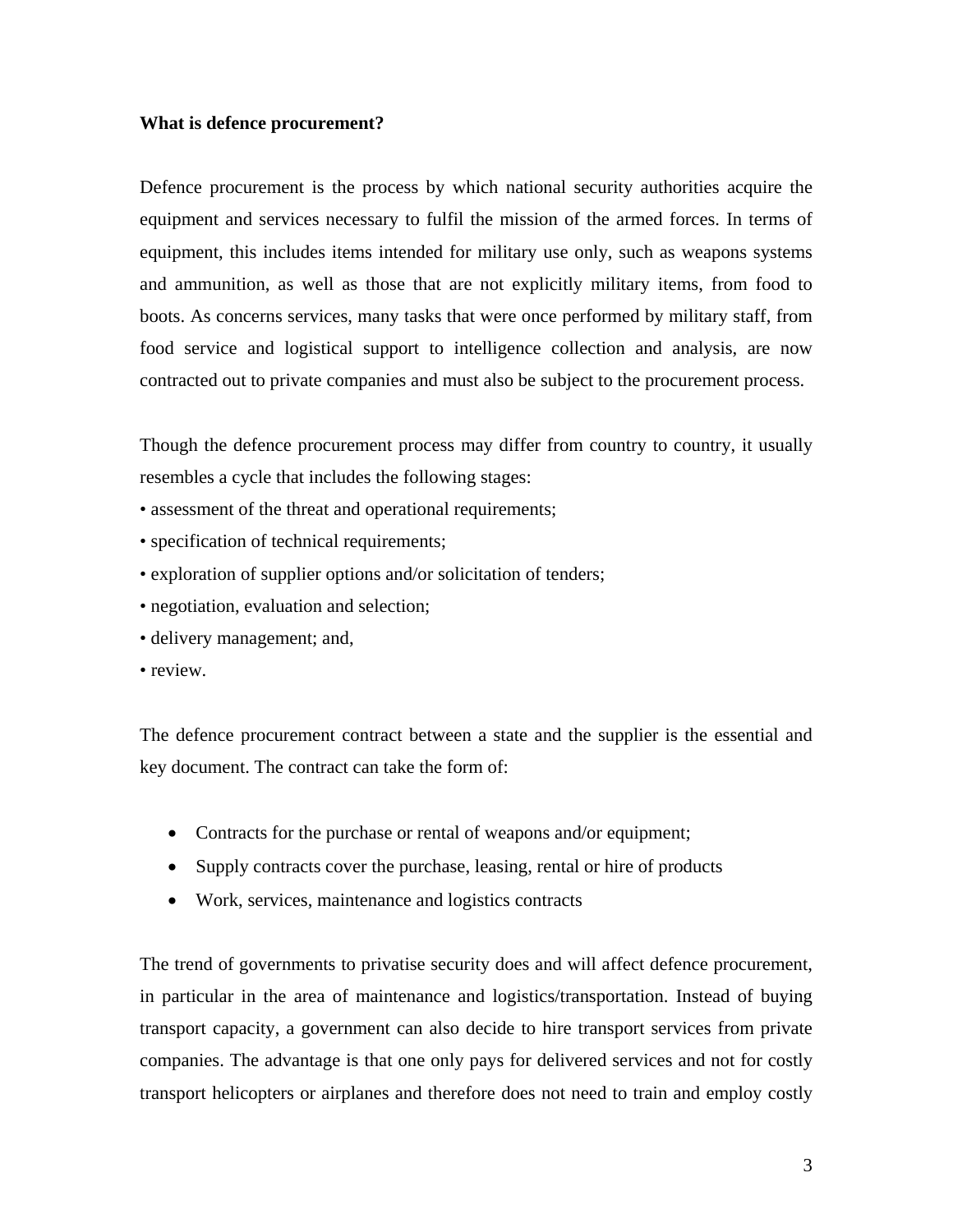**What is defence procurement?**

Defence procurement is the process by which national security authorities acquire the equipment and services necessary to fulfil the mission of the armed forces. In terms of equipment, this includes items intended for military use only, such as weapons systems and ammunition, as well as those that are not explicitly military items, from food to boots. As concerns services, many tasks that were once performed by military staff, from food service and logistical support to intelligence collection and analysis, are now contracted out to private companies and must also be subject to the procurement process.

Though the defence procurement process may differ from country to country, it usually resembles a cycle that includes the following stages:

- assessment of the threat and operational requirements;
- specification of technical requirements;
- exploration of supplier options and/or solicitation of tenders;
- negotiation, evaluation and selection;
- delivery management; and,
- review.

The defence procurement contract between a state and the supplier is the essential and key document. The contract can take the form of:

- Contracts for the purchase or rental of weapons and/or equipment;
- Supply contracts cover the purchase, leasing, rental or hire of products
- Work, services, maintenance and logistics contracts

The trend of governments to privatise security does and will affect defence procurement, in particular in the area of maintenance and logistics/transportation. Instead of buying transport capacity, a government can also decide to hire transport services from private companies. The advantage is that one only pays for delivered services and not for costly transport helicopters or airplanes and therefore does not need to train and employ costly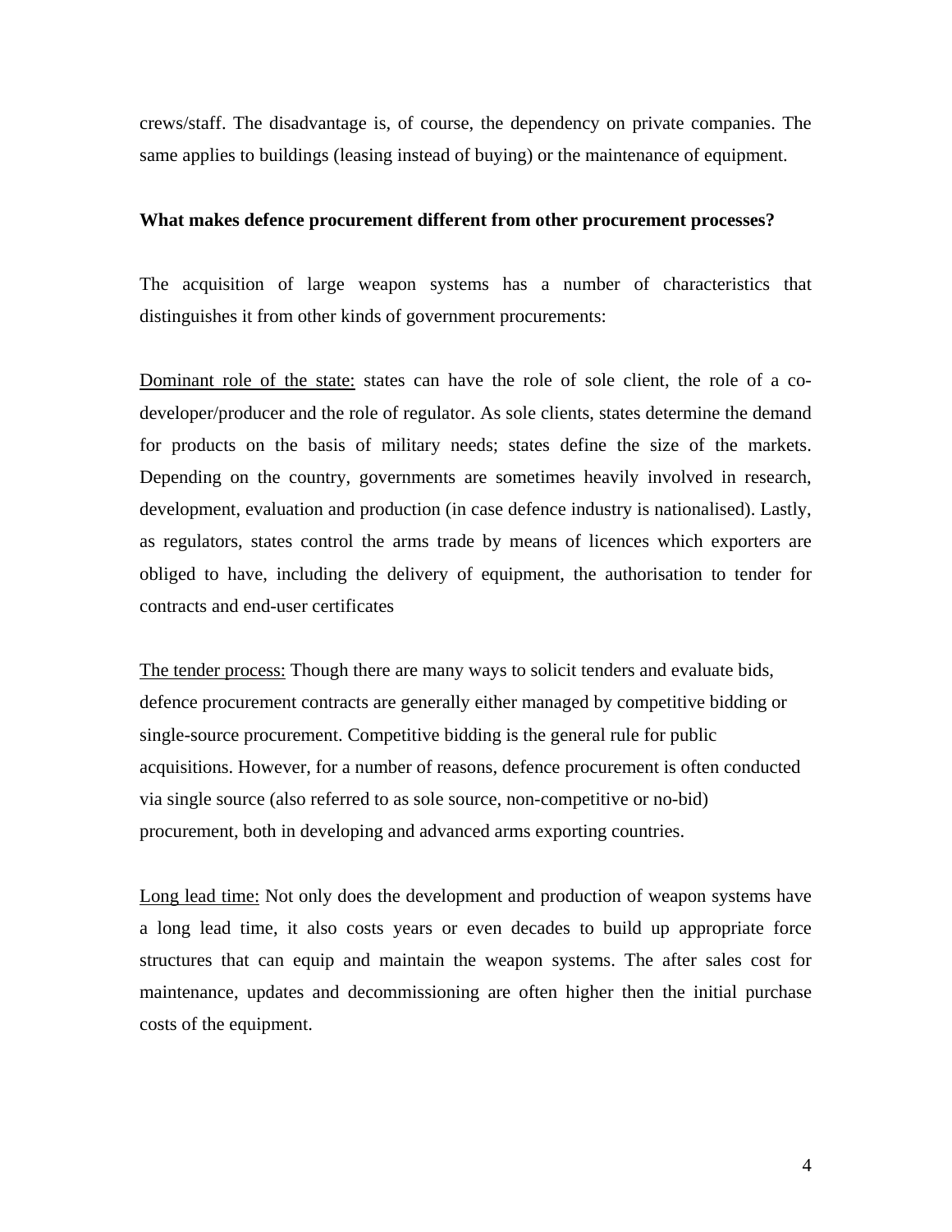crews/staff. The disadvantage is, of course, the dependency on private companies. The same applies to buildings (leasing instead of buying) or the maintenance of equipment.

**What makes defence procurement different from other procurement processes?**

The acquisition of large weapon systems has a number of characteristics that distinguishes it from other kinds of government procurements:

<u>Dominant role of the state:</u> states can have the role of sole client, the role of a co-developer/producer and the role of regulator. As sole clients, states determine the demand for products on the basis of military needs; states define the size of the markets. Depending on the country, governments are sometimes heavily involved in research, development, evaluation and production (in case defence industry is nationalised). Lastly, as regulators, states control the arms trade by means of licences which exporters are obliged to have, including the delivery of equipment, the authorisation to tender for contracts and end-user certificates

<u>The tender process:</u> Though there are many ways to solicit tenders and evaluate bids, defence procurement contracts are generally either managed by competitive bidding or single-source procurement. Competitive bidding is the general rule for public acquisitions. However, for a number of reasons, defence procurement is often conducted via single source (also referred to as sole source, non-competitive or no-bid) procurement, both in developing and advanced arms exporting countries.

<u>Long lead time:</u> Not only does the development and production of weapon systems have a long lead time, it also costs years or even decades to build up appropriate force structures that can equip and maintain the weapon systems. The after sales cost for maintenance, updates and decommissioning are often higher then the initial purchase costs of the equipment.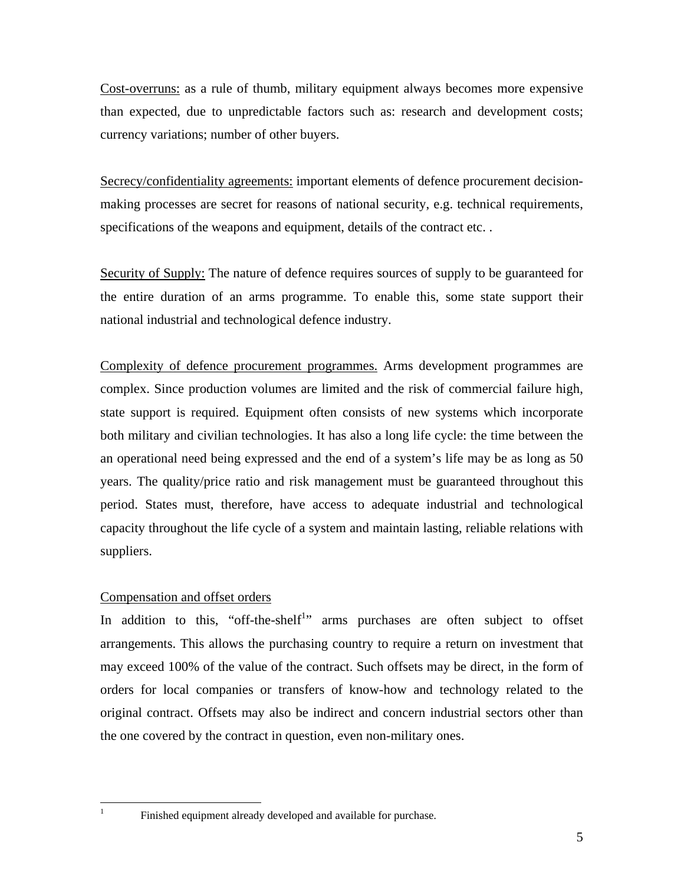<u>Cost-overruns:</u> as a rule of thumb, military equipment always becomes more expensive than expected, due to unpredictable factors such as: research and development costs; currency variations; number of other buyers.

<u>Secrecy/confidentiality agreements:</u> important elements of defence procurement decision-making processes are secret for reasons of national security, e.g. technical requirements, specifications of the weapons and equipment, details of the contract etc. .

<u>Security of Supply:</u> The nature of defence requires sources of supply to be guaranteed for the entire duration of an arms programme. To enable this, some state support their national industrial and technological defence industry.

<u>Complexity of defence procurement programmes.</u> Arms development programmes are complex. Since production volumes are limited and the risk of commercial failure high, state support is required. Equipment often consists of new systems which incorporate both military and civilian technologies. It has also a long life cycle: the time between the an operational need being expressed and the end of a system's life may be as long as 50 years. The quality/price ratio and risk management must be guaranteed throughout this period. States must, therefore, have access to adequate industrial and technological capacity throughout the life cycle of a system and maintain lasting, reliable relations with suppliers.

<u>Compensation and offset orders</u>

In addition to this, "off-the-shelf[1]" arms purchases are often subject to offset arrangements. This allows the purchasing country to require a return on investment that may exceed 100% of the value of the contract. Such offsets may be direct, in the form of orders for local companies or transfers of know-how and technology related to the original contract. Offsets may also be indirect and concern industrial sectors other than the one covered by the contract in question, even non-military ones.

[1] Finished equipment already developed and available for purchase.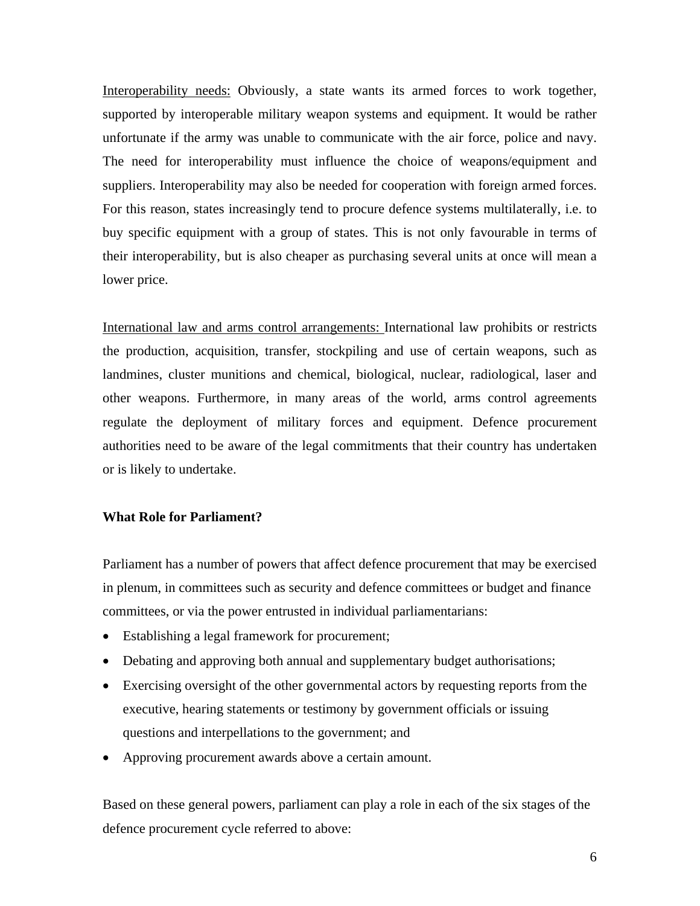<u>Interoperability needs:</u> Obviously, a state wants its armed forces to work together, supported by interoperable military weapon systems and equipment. It would be rather unfortunate if the army was unable to communicate with the air force, police and navy. The need for interoperability must influence the choice of weapons/equipment and suppliers. Interoperability may also be needed for cooperation with foreign armed forces. For this reason, states increasingly tend to procure defence systems multilaterally, i.e. to buy specific equipment with a group of states. This is not only favourable in terms of their interoperability, but is also cheaper as purchasing several units at once will mean a lower price.

<u>International law and arms control arrangements:</u> International law prohibits or restricts the production, acquisition, transfer, stockpiling and use of certain weapons, such as landmines, cluster munitions and chemical, biological, nuclear, radiological, laser and other weapons. Furthermore, in many areas of the world, arms control agreements regulate the deployment of military forces and equipment. Defence procurement authorities need to be aware of the legal commitments that their country has undertaken or is likely to undertake.

**What Role for Parliament?**

Parliament has a number of powers that affect defence procurement that may be exercised in plenum, in committees such as security and defence committees or budget and finance committees, or via the power entrusted in individual parliamentarians:

- Establishing a legal framework for procurement;
- Debating and approving both annual and supplementary budget authorisations;
- Exercising oversight of the other governmental actors by requesting reports from the executive, hearing statements or testimony by government officials or issuing questions and interpellations to the government; and
- Approving procurement awards above a certain amount.

Based on these general powers, parliament can play a role in each of the six stages of the defence procurement cycle referred to above: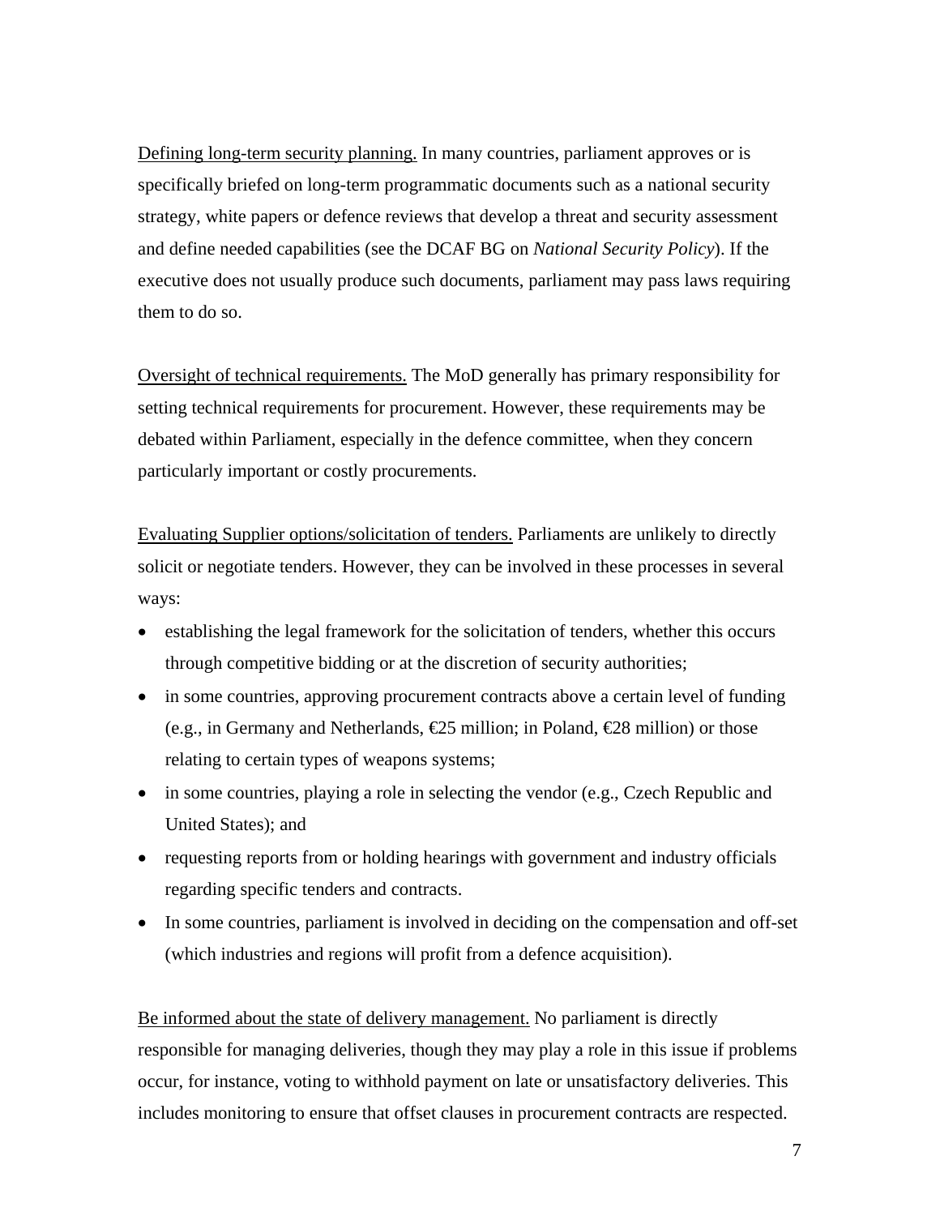<u>Defining long-term security planning.</u> In many countries, parliament approves or is specifically briefed on long-term programmatic documents such as a national security strategy, white papers or defence reviews that develop a threat and security assessment and define needed capabilities (see the DCAF BG on *National Security Policy*). If the executive does not usually produce such documents, parliament may pass laws requiring them to do so.

<u>Oversight of technical requirements.</u> The MoD generally has primary responsibility for setting technical requirements for procurement. However, these requirements may be debated within Parliament, especially in the defence committee, when they concern particularly important or costly procurements.

<u>Evaluating Supplier options/solicitation of tenders.</u> Parliaments are unlikely to directly solicit or negotiate tenders. However, they can be involved in these processes in several ways:

- establishing the legal framework for the solicitation of tenders, whether this occurs through competitive bidding or at the discretion of security authorities;
- in some countries, approving procurement contracts above a certain level of funding (e.g., in Germany and Netherlands, €25 million; in Poland, €28 million) or those relating to certain types of weapons systems;
- in some countries, playing a role in selecting the vendor (e.g., Czech Republic and United States); and
- requesting reports from or holding hearings with government and industry officials regarding specific tenders and contracts.
- In some countries, parliament is involved in deciding on the compensation and off-set (which industries and regions will profit from a defence acquisition).

<u>Be informed about the state of delivery management.</u> No parliament is directly responsible for managing deliveries, though they may play a role in this issue if problems occur, for instance, voting to withhold payment on late or unsatisfactory deliveries. This includes monitoring to ensure that offset clauses in procurement contracts are respected.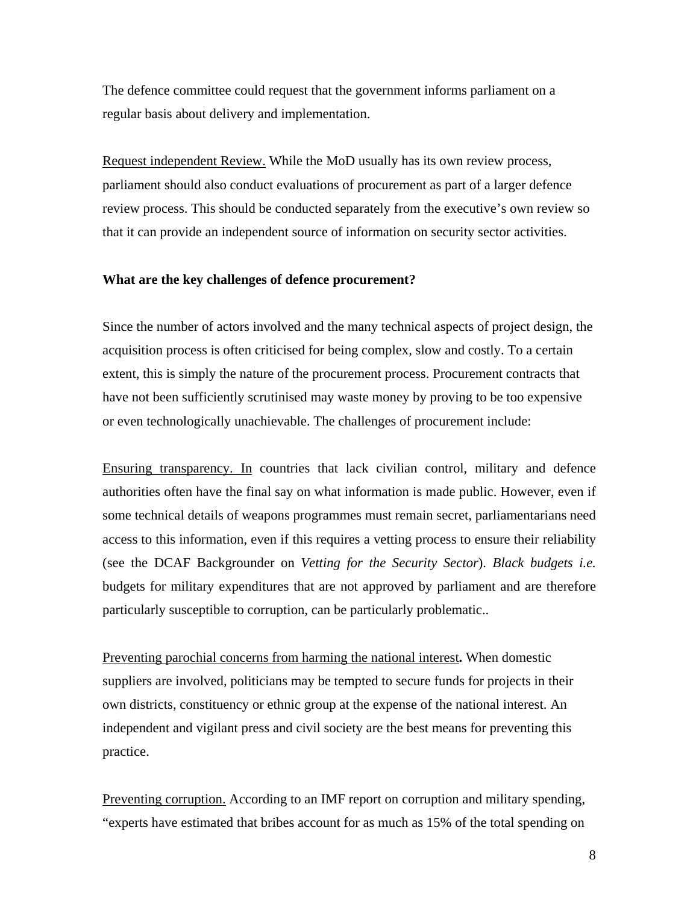The defence committee could request that the government informs parliament on a regular basis about delivery and implementation.

<u>Request independent Review.</u> While the MoD usually has its own review process, parliament should also conduct evaluations of procurement as part of a larger defence review process. This should be conducted separately from the executive's own review so that it can provide an independent source of information on security sector activities.

**What are the key challenges of defence procurement?**

Since the number of actors involved and the many technical aspects of project design, the acquisition process is often criticised for being complex, slow and costly. To a certain extent, this is simply the nature of the procurement process. Procurement contracts that have not been sufficiently scrutinised may waste money by proving to be too expensive or even technologically unachievable. The challenges of procurement include:

<u>Ensuring transparency. In</u> countries that lack civilian control, military and defence authorities often have the final say on what information is made public. However, even if some technical details of weapons programmes must remain secret, parliamentarians need access to this information, even if this requires a vetting process to ensure their reliability (see the DCAF Backgrounder on *Vetting for the Security Sector*). *Black budgets i.e.* budgets for military expenditures that are not approved by parliament and are therefore particularly susceptible to corruption, can be particularly problematic..

<u>Preventing parochial concerns from harming the national interest</u>**.** When domestic suppliers are involved, politicians may be tempted to secure funds for projects in their own districts, constituency or ethnic group at the expense of the national interest. An independent and vigilant press and civil society are the best means for preventing this practice.

<u>Preventing corruption.</u> According to an IMF report on corruption and military spending, "experts have estimated that bribes account for as much as 15% of the total spending on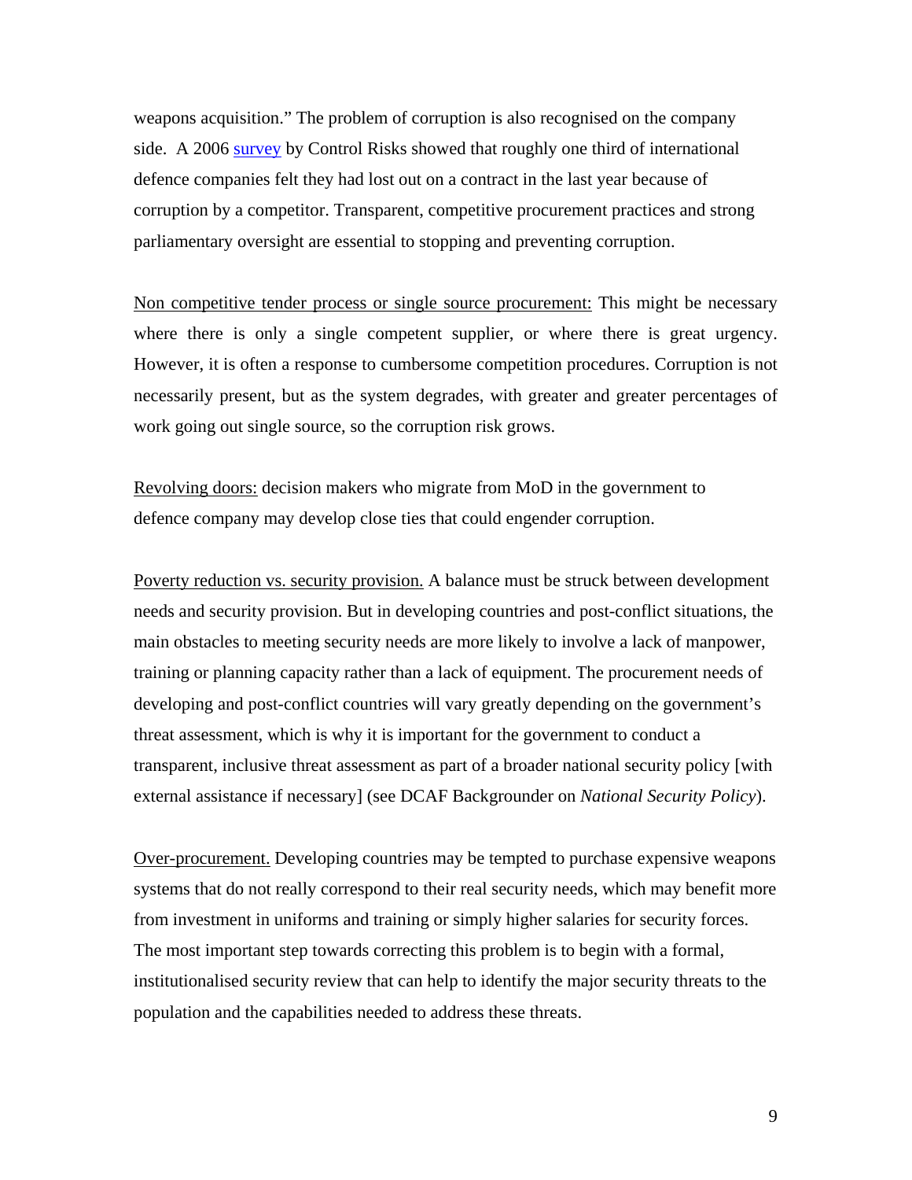weapons acquisition." The problem of corruption is also recognised on the company side. A 2006 survey by Control Risks showed that roughly one third of international defence companies felt they had lost out on a contract in the last year because of corruption by a competitor. Transparent, competitive procurement practices and strong parliamentary oversight are essential to stopping and preventing corruption.

Non competitive tender process or single source procurement: This might be necessary where there is only a single competent supplier, or where there is great urgency. However, it is often a response to cumbersome competition procedures. Corruption is not necessarily present, but as the system degrades, with greater and greater percentages of work going out single source, so the corruption risk grows.

Revolving doors: decision makers who migrate from MoD in the government to defence company may develop close ties that could engender corruption.

Poverty reduction vs. security provision. A balance must be struck between development needs and security provision. But in developing countries and post-conflict situations, the main obstacles to meeting security needs are more likely to involve a lack of manpower, training or planning capacity rather than a lack of equipment. The procurement needs of developing and post-conflict countries will vary greatly depending on the government's threat assessment, which is why it is important for the government to conduct a transparent, inclusive threat assessment as part of a broader national security policy [with external assistance if necessary] (see DCAF Backgrounder on *National Security Policy*).

Over-procurement. Developing countries may be tempted to purchase expensive weapons systems that do not really correspond to their real security needs, which may benefit more from investment in uniforms and training or simply higher salaries for security forces. The most important step towards correcting this problem is to begin with a formal, institutionalised security review that can help to identify the major security threats to the population and the capabilities needed to address these threats.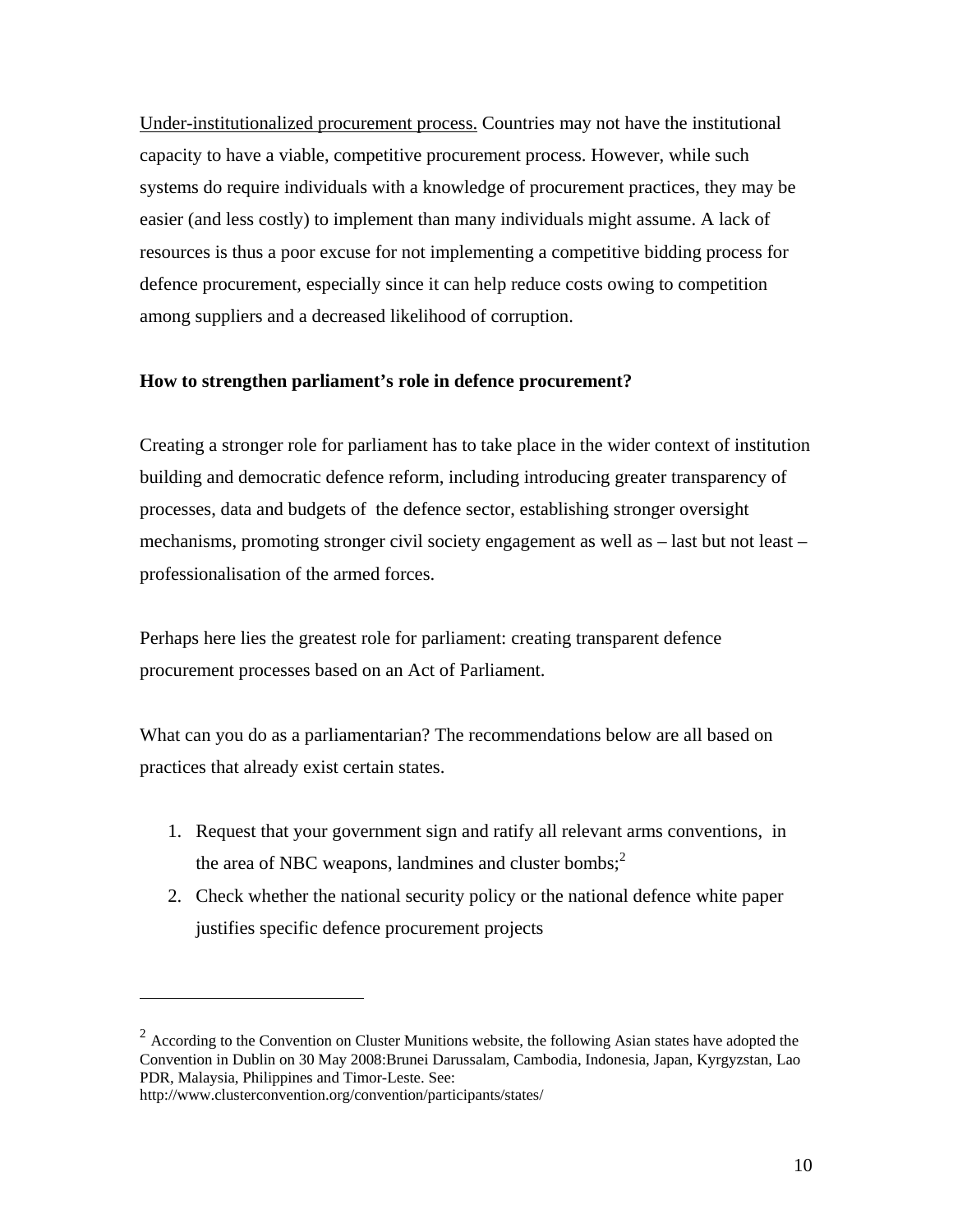Under-institutionalized procurement process. Countries may not have the institutional capacity to have a viable, competitive procurement process. However, while such systems do require individuals with a knowledge of procurement practices, they may be easier (and less costly) to implement than many individuals might assume. A lack of resources is thus a poor excuse for not implementing a competitive bidding process for defence procurement, especially since it can help reduce costs owing to competition among suppliers and a decreased likelihood of corruption.

**How to strengthen parliament's role in defence procurement?**

Creating a stronger role for parliament has to take place in the wider context of institution building and democratic defence reform, including introducing greater transparency of processes, data and budgets of the defence sector, establishing stronger oversight mechanisms, promoting stronger civil society engagement as well as – last but not least – professionalisation of the armed forces.

Perhaps here lies the greatest role for parliament: creating transparent defence procurement processes based on an Act of Parliament.

What can you do as a parliamentarian? The recommendations below are all based on practices that already exist certain states.

1. Request that your government sign and ratify all relevant arms conventions, in the area of NBC weapons, landmines and cluster bombs;[2]
2. Check whether the national security policy or the national defence white paper justifies specific defence procurement projects

---

[2] According to the Convention on Cluster Munitions website, the following Asian states have adopted the Convention in Dublin on 30 May 2008:Brunei Darussalam, Cambodia, Indonesia, Japan, Kyrgyzstan, Lao PDR, Malaysia, Philippines and Timor-Leste. See: http://www.clusterconvention.org/convention/participants/states/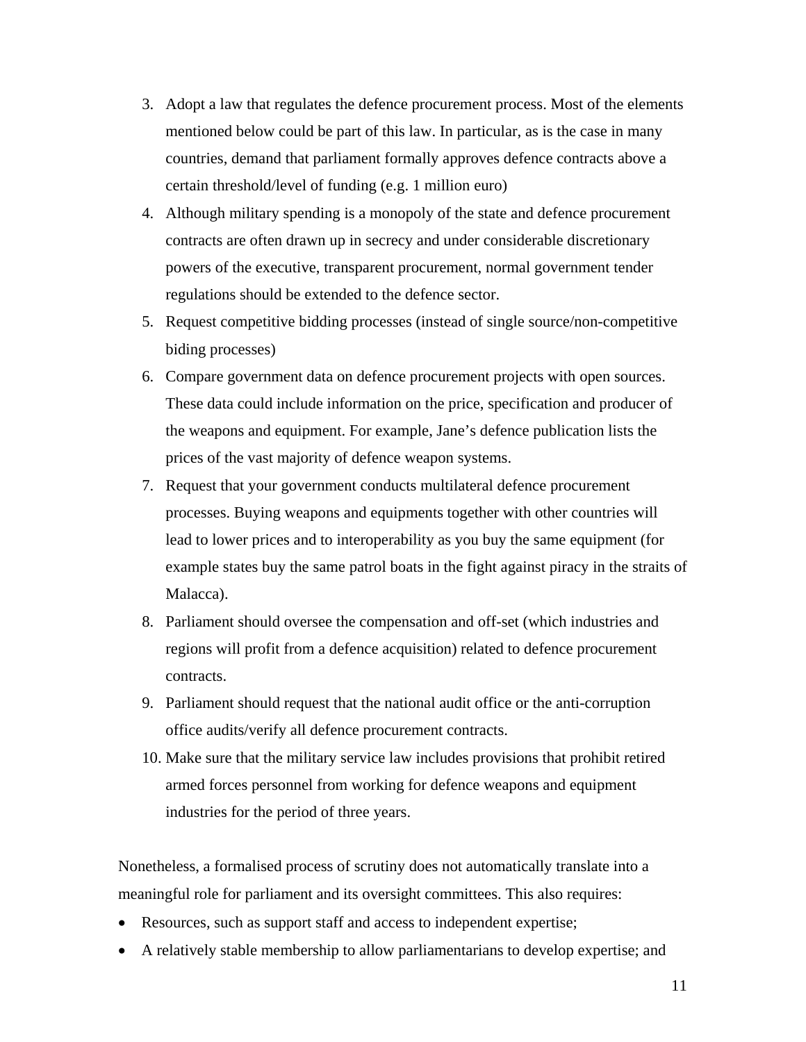3. Adopt a law that regulates the defence procurement process. Most of the elements mentioned below could be part of this law. In particular, as is the case in many countries, demand that parliament formally approves defence contracts above a certain threshold/level of funding (e.g. 1 million euro)
4. Although military spending is a monopoly of the state and defence procurement contracts are often drawn up in secrecy and under considerable discretionary powers of the executive, transparent procurement, normal government tender regulations should be extended to the defence sector.
5. Request competitive bidding processes (instead of single source/non-competitive biding processes)
6. Compare government data on defence procurement projects with open sources. These data could include information on the price, specification and producer of the weapons and equipment. For example, Jane's defence publication lists the prices of the vast majority of defence weapon systems.
7. Request that your government conducts multilateral defence procurement processes. Buying weapons and equipments together with other countries will lead to lower prices and to interoperability as you buy the same equipment (for example states buy the same patrol boats in the fight against piracy in the straits of Malacca).
8. Parliament should oversee the compensation and off-set (which industries and regions will profit from a defence acquisition) related to defence procurement contracts.
9. Parliament should request that the national audit office or the anti-corruption office audits/verify all defence procurement contracts.
10. Make sure that the military service law includes provisions that prohibit retired armed forces personnel from working for defence weapons and equipment industries for the period of three years.

Nonetheless, a formalised process of scrutiny does not automatically translate into a meaningful role for parliament and its oversight committees. This also requires:

- Resources, such as support staff and access to independent expertise;
- A relatively stable membership to allow parliamentarians to develop expertise; and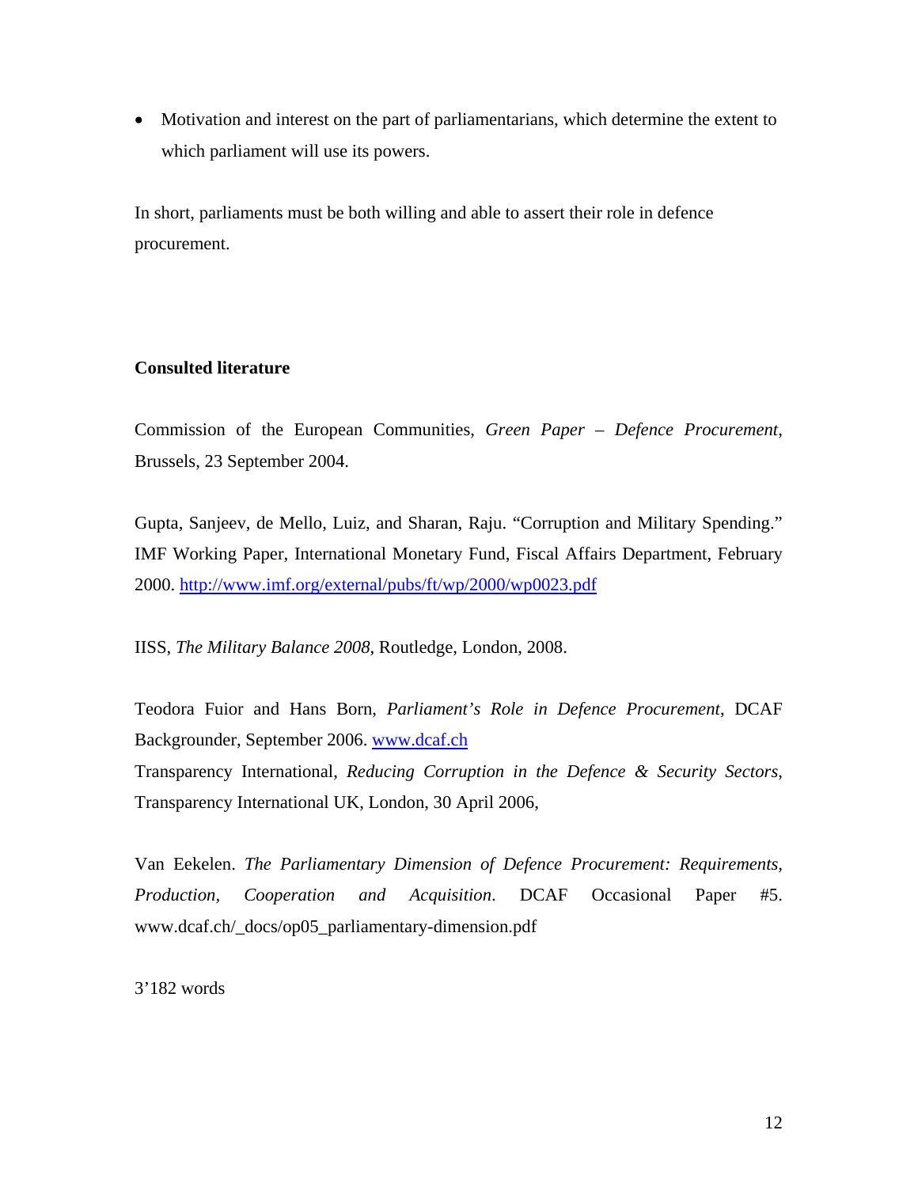- Motivation and interest on the part of parliamentarians, which determine the extent to which parliament will use its powers.

In short, parliaments must be both willing and able to assert their role in defence procurement.

**Consulted literature**

Commission of the European Communities, *Green Paper – Defence Procurement*, Brussels, 23 September 2004.

Gupta, Sanjeev, de Mello, Luiz, and Sharan, Raju. "Corruption and Military Spending." IMF Working Paper, International Monetary Fund, Fiscal Affairs Department, February 2000. http://www.imf.org/external/pubs/ft/wp/2000/wp0023.pdf

IISS, *The Military Balance 2008*, Routledge, London, 2008.

Teodora Fuior and Hans Born, *Parliament's Role in Defence Procurement*, DCAF Backgrounder, September 2006. www.dcaf.ch

Transparency International, *Reducing Corruption in the Defence & Security Sectors*, Transparency International UK, London, 30 April 2006,

Van Eekelen. *The Parliamentary Dimension of Defence Procurement: Requirements, Production, Cooperation and Acquisition*. DCAF Occasional Paper #5. www.dcaf.ch/_docs/op05_parliamentary-dimension.pdf

3'182 words